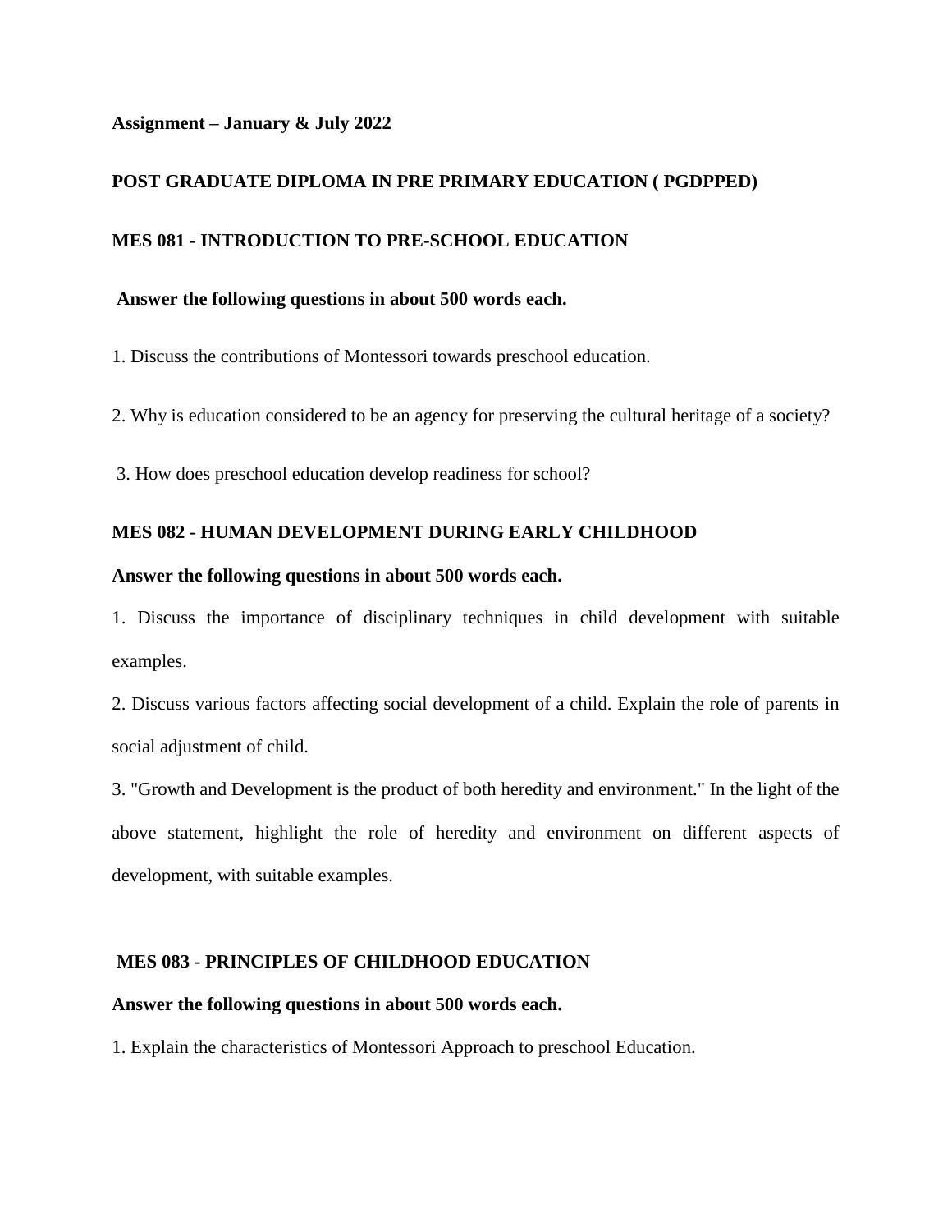**Assignment – January & July 2022**

# POST GRADUATE DIPLOMA IN PRE PRIMARY EDUCATION ( PGDPPED)

## MES 081 - INTRODUCTION TO PRE-SCHOOL EDUCATION

**Answer the following questions in about 500 words each.**

1. Discuss the contributions of Montessori towards preschool education.

2. Why is education considered to be an agency for preserving the cultural heritage of a society?

3. How does preschool education develop readiness for school?

## MES 082 - HUMAN DEVELOPMENT DURING EARLY CHILDHOOD

**Answer the following questions in about 500 words each.**

1. Discuss the importance of disciplinary techniques in child development with suitable examples.

2. Discuss various factors affecting social development of a child. Explain the role of parents in social adjustment of child.

3. "Growth and Development is the product of both heredity and environment." In the light of the above statement, highlight the role of heredity and environment on different aspects of development, with suitable examples.

## MES 083 - PRINCIPLES OF CHILDHOOD EDUCATION

**Answer the following questions in about 500 words each.**

1. Explain the characteristics of Montessori Approach to preschool Education.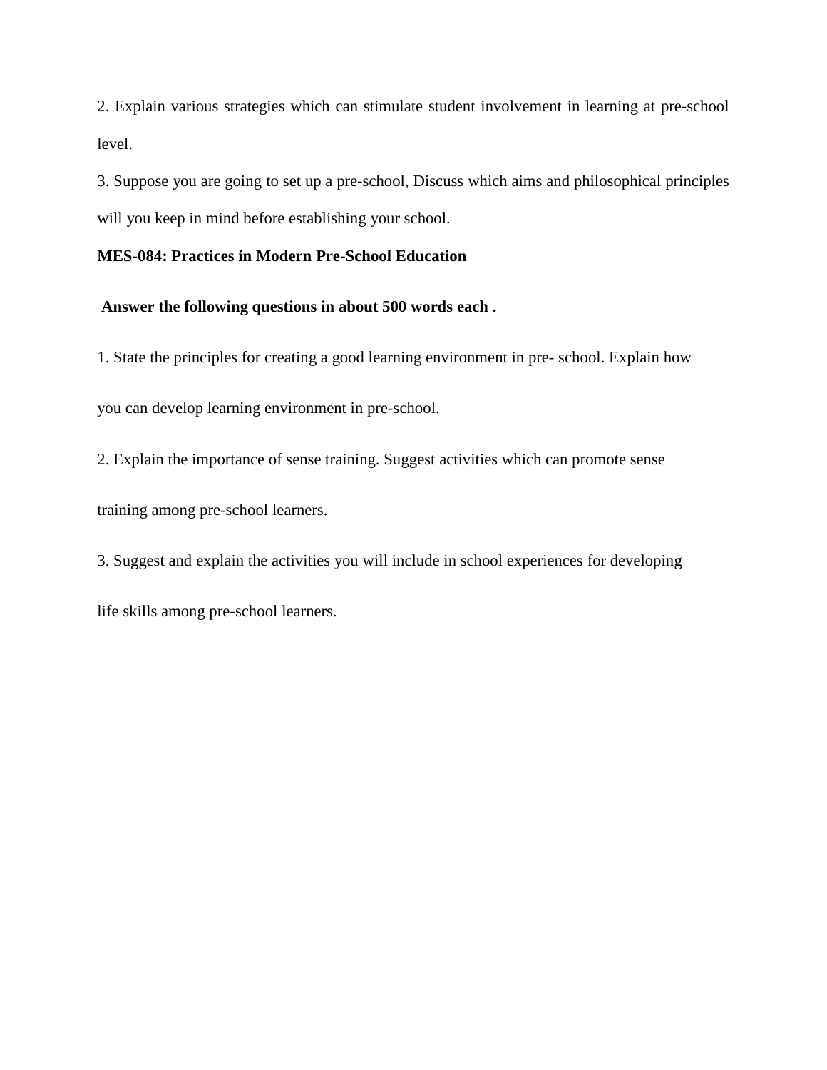2. Explain various strategies which can stimulate student involvement in learning at pre-school level.

3. Suppose you are going to set up a pre-school, Discuss which aims and philosophical principles will you keep in mind before establishing your school.

**MES-084: Practices in Modern Pre-School Education**

**Answer the following questions in about 500 words each .**

1. State the principles for creating a good learning environment in pre- school. Explain how you can develop learning environment in pre-school.

2. Explain the importance of sense training. Suggest activities which can promote sense training among pre-school learners.

3. Suggest and explain the activities you will include in school experiences for developing life skills among pre-school learners.